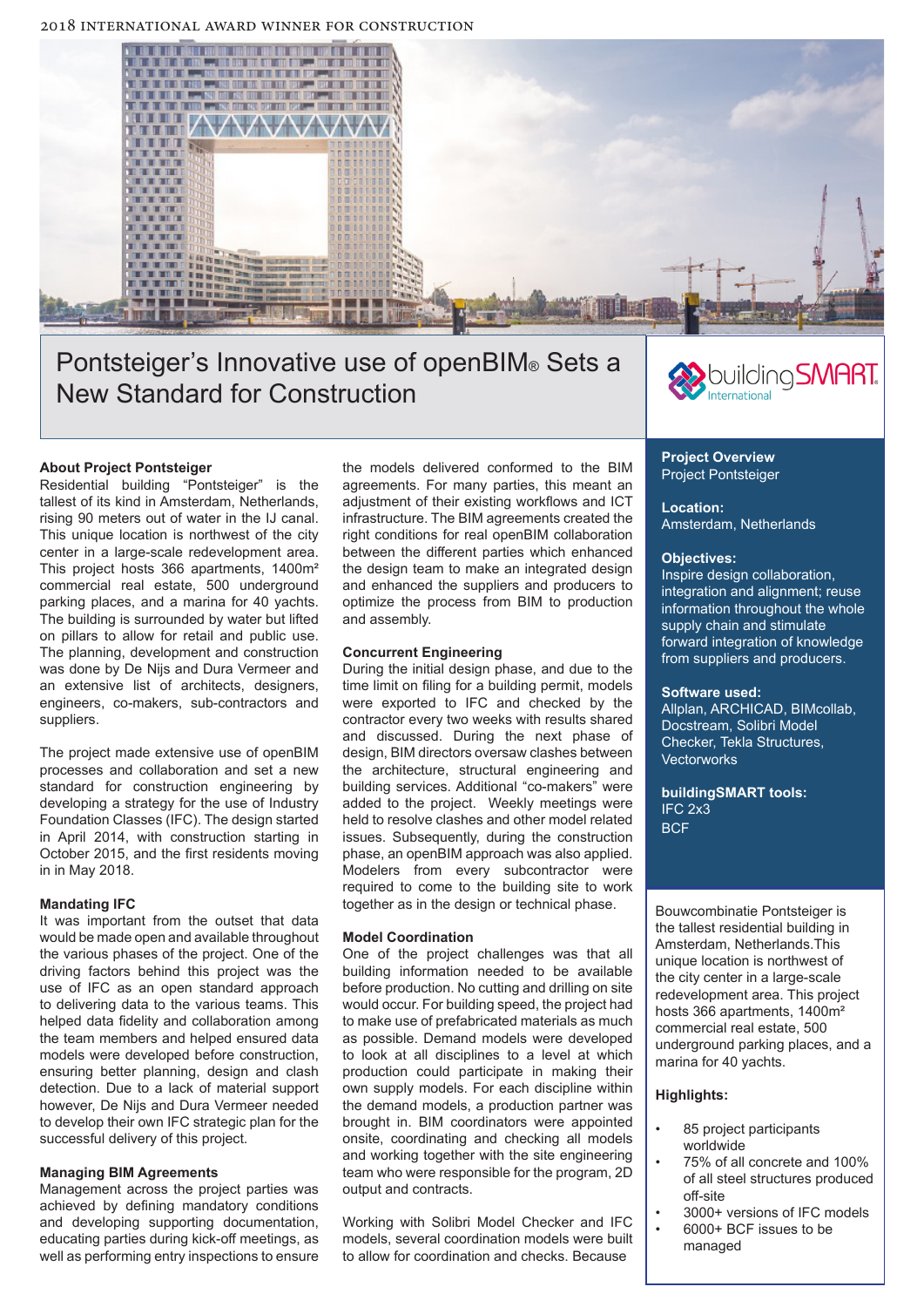2018 INTERNATIONAL AWARD WINNER FOR CONSTRUCTION

# Pontsteiger's Innovative use of openBIM® Sets a New Standard for Construction

buildingSMART International

**Project Overview**
Project Pontsteiger

**Location:**
Amsterdam, Netherlands

**Objectives:**
Inspire design collaboration, integration and alignment; reuse information throughout the whole supply chain and stimulate forward integration of knowledge from suppliers and producers.

**Software used:**
Allplan, ARCHICAD, BIMcollab, Docstream, Solibri Model Checker, Tekla Structures, Vectorworks

**buildingSMART tools:**
IFC 2x3
BCF

Bouwcombinatie Pontsteiger is the tallest residential building in Amsterdam, Netherlands.This unique location is northwest of the city center in a large-scale redevelopment area. This project hosts 366 apartments, 1400m² commercial real estate, 500 underground parking places, and a marina for 40 yachts.

**Highlights:**

- 85 project participants worldwide
- 75% of all concrete and 100% of all steel structures produced off-site
- 3000+ versions of IFC models
- 6000+ BCF issues to be managed

## About Project Pontsteiger

Residential building "Pontsteiger" is the tallest of its kind in Amsterdam, Netherlands, rising 90 meters out of water in the IJ canal. This unique location is northwest of the city center in a large-scale redevelopment area. This project hosts 366 apartments, 1400m² commercial real estate, 500 underground parking places, and a marina for 40 yachts. The building is surrounded by water but lifted on pillars to allow for retail and public use. The planning, development and construction was done by De Nijs and Dura Vermeer and an extensive list of architects, designers, engineers, co-makers, sub-contractors and suppliers.

The project made extensive use of openBIM processes and collaboration and set a new standard for construction engineering by developing a strategy for the use of Industry Foundation Classes (IFC). The design started in April 2014, with construction starting in October 2015, and the first residents moving in in May 2018.

## Mandating IFC

It was important from the outset that data would be made open and available throughout the various phases of the project. One of the driving factors behind this project was the use of IFC as an open standard approach to delivering data to the various teams. This helped data fidelity and collaboration among the team members and helped ensured data models were developed before construction, ensuring better planning, design and clash detection. Due to a lack of material support however, De Nijs and Dura Vermeer needed to develop their own IFC strategic plan for the successful delivery of this project.

## Managing BIM Agreements

Management across the project parties was achieved by defining mandatory conditions and developing supporting documentation, educating parties during kick-off meetings, as well as performing entry inspections to ensure the models delivered conformed to the BIM agreements. For many parties, this meant an adjustment of their existing workflows and ICT infrastructure. The BIM agreements created the right conditions for real openBIM collaboration between the different parties which enhanced the design team to make an integrated design and enhanced the suppliers and producers to optimize the process from BIM to production and assembly.

## Concurrent Engineering

During the initial design phase, and due to the time limit on filing for a building permit, models were exported to IFC and checked by the contractor every two weeks with results shared and discussed. During the next phase of design, BIM directors oversaw clashes between the architecture, structural engineering and building services. Additional "co-makers" were added to the project. Weekly meetings were held to resolve clashes and other model related issues. Subsequently, during the construction phase, an openBIM approach was also applied. Modelers from every subcontractor were required to come to the building site to work together as in the design or technical phase.

## Model Coordination

One of the project challenges was that all building information needed to be available before production. No cutting and drilling on site would occur. For building speed, the project had to make use of prefabricated materials as much as possible. Demand models were developed to look at all disciplines to a level at which production could participate in making their own supply models. For each discipline within the demand models, a production partner was brought in. BIM coordinators were appointed onsite, coordinating and checking all models and working together with the site engineering team who were responsible for the program, 2D output and contracts.

Working with Solibri Model Checker and IFC models, several coordination models were built to allow for coordination and checks. Because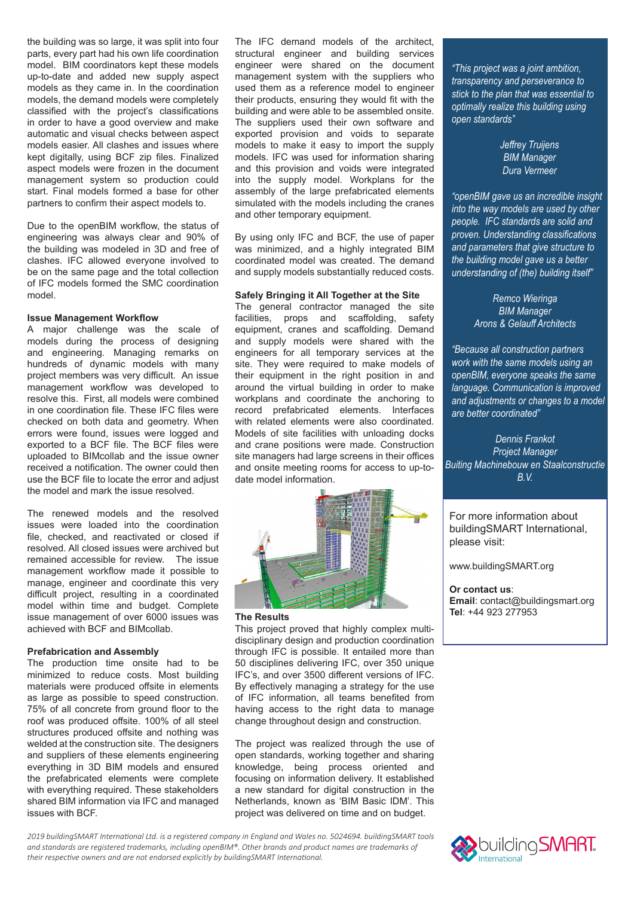the building was so large, it was split into four parts, every part had his own life coordination model. BIM coordinators kept these models up-to-date and added new supply aspect models as they came in. In the coordination models, the demand models were completely classified with the project's classifications in order to have a good overview and make automatic and visual checks between aspect models easier. All clashes and issues where kept digitally, using BCF zip files. Finalized aspect models were frozen in the document management system so production could start. Final models formed a base for other partners to confirm their aspect models to.

Due to the openBIM workflow, the status of engineering was always clear and 90% of the building was modeled in 3D and free of clashes. IFC allowed everyone involved to be on the same page and the total collection of IFC models formed the SMC coordination model.

### Issue Management Workflow

A major challenge was the scale of models during the process of designing and engineering. Managing remarks on hundreds of dynamic models with many project members was very difficult. An issue management workflow was developed to resolve this. First, all models were combined in one coordination file. These IFC files were checked on both data and geometry. When errors were found, issues were logged and exported to a BCF file. The BCF files were uploaded to BIMcollab and the issue owner received a notification. The owner could then use the BCF file to locate the error and adjust the model and mark the issue resolved.

The renewed models and the resolved issues were loaded into the coordination file, checked, and reactivated or closed if resolved. All closed issues were archived but remained accessible for review. The issue management workflow made it possible to manage, engineer and coordinate this very difficult project, resulting in a coordinated model within time and budget. Complete issue management of over 6000 issues was achieved with BCF and BIMcollab.

### Prefabrication and Assembly

The production time onsite had to be minimized to reduce costs. Most building materials were produced offsite in elements as large as possible to speed construction. 75% of all concrete from ground floor to the roof was produced offsite. 100% of all steel structures produced offsite and nothing was welded at the construction site. The designers and suppliers of these elements engineering everything in 3D BIM models and ensured the prefabricated elements were complete with everything required. These stakeholders shared BIM information via IFC and managed issues with BCF.

The IFC demand models of the architect, structural engineer and building services engineer were shared on the document management system with the suppliers who used them as a reference model to engineer their products, ensuring they would fit with the building and were able to be assembled onsite. The suppliers used their own software and exported provision and voids to separate models to make it easy to import the supply models. IFC was used for information sharing and this provision and voids were integrated into the supply model. Workplans for the assembly of the large prefabricated elements simulated with the models including the cranes and other temporary equipment.

By using only IFC and BCF, the use of paper was minimized, and a highly integrated BIM coordinated model was created. The demand and supply models substantially reduced costs.

### Safely Bringing it All Together at the Site

The general contractor managed the site facilities, props and scaffolding, safety equipment, cranes and scaffolding. Demand and supply models were shared with the engineers for all temporary services at the site. They were required to make models of their equipment in the right position in and around the virtual building in order to make workplans and coordinate the anchoring to record prefabricated elements. Interfaces with related elements were also coordinated. Models of site facilities with unloading docks and crane positions were made. Construction site managers had large screens in their offices and onsite meeting rooms for access to up-to-date model information.

### The Results

This project proved that highly complex multi-disciplinary design and production coordination through IFC is possible. It entailed more than 50 disciplines delivering IFC, over 350 unique IFC's, and over 3500 different versions of IFC. By effectively managing a strategy for the use of IFC information, all teams benefited from having access to the right data to manage change throughout design and construction.

The project was realized through the use of open standards, working together and sharing knowledge, being process oriented and focusing on information delivery. It established a new standard for digital construction in the Netherlands, known as 'BIM Basic IDM'. This project was delivered on time and on budget.

*"This project was a joint ambition, transparency and perseverance to stick to the plan that was essential to optimally realize this building using open standards"*

*Jeffrey Truijens*
*BIM Manager*
*Dura Vermeer*

*"openBIM gave us an incredible insight into the way models are used by other people. IFC standards are solid and proven. Understanding classifications and parameters that give structure to the building model gave us a better understanding of (the) building itself"*

*Remco Wieringa*
*BIM Manager*
*Arons & Gelauff Architects*

*"Because all construction partners work with the same models using an openBIM, everyone speaks the same language. Communication is improved and adjustments or changes to a model are better coordinated"*

*Dennis Frankot*
*Project Manager*
*Buiting Machinebouw en Staalconstructie B.V.*

For more information about buildingSMART International, please visit:

www.buildingSMART.org

**Or contact us**:
**Email**: contact@buildingsmart.org
**Tel**: +44 923 277953

*2019 buildingSMART International Ltd. is a registered company in England and Wales no. 5024694. buildingSMART tools and standards are registered trademarks, including openBIM®. Other brands and product names are trademarks of their respective owners and are not endorsed explicitly by buildingSMART International.*